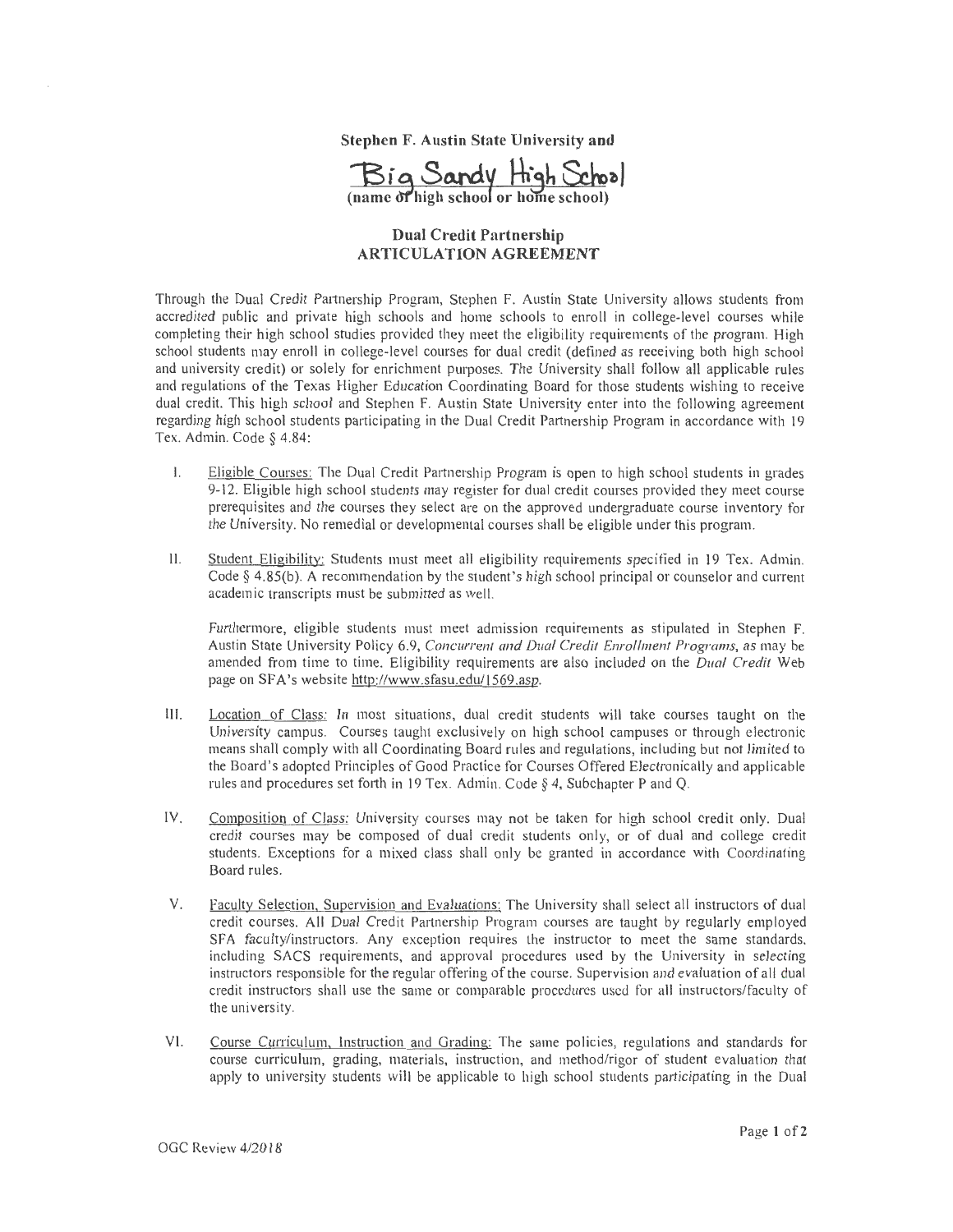**Stephen F. Austin State University and**

**Big Sandy High School**
**(name of high school or home school)**

## Dual Credit Partnership
## ARTICULATION AGREEMENT

Through the Dual Credit Partnership Program, Stephen F. Austin State University allows students from accredited public and private high schools and home schools to enroll in college-level courses while completing their high school studies provided they meet the eligibility requirements of the program. High school students may enroll in college-level courses for dual credit (defined as receiving both high school and university credit) or solely for enrichment purposes. The University shall follow all applicable rules and regulations of the Texas Higher Education Coordinating Board for those students wishing to receive dual credit. This high school and Stephen F. Austin State University enter into the following agreement regarding high school students participating in the Dual Credit Partnership Program in accordance with 19 Tex. Admin. Code § 4.84:

I. Eligible Courses: The Dual Credit Partnership Program is open to high school students in grades 9-12. Eligible high school students may register for dual credit courses provided they meet course prerequisites and the courses they select are on the approved undergraduate course inventory for the University. No remedial or developmental courses shall be eligible under this program.

II. Student Eligibility: Students must meet all eligibility requirements specified in 19 Tex. Admin. Code § 4.85(b). A recommendation by the student's high school principal or counselor and current academic transcripts must be submitted as well.

Furthermore, eligible students must meet admission requirements as stipulated in Stephen F. Austin State University Policy 6.9, *Concurrent and Dual Credit Enrollment Programs*, as may be amended from time to time. Eligibility requirements are also included on the *Dual Credit* Web page on SFA's website http://www.sfasu.edu/1569.asp.

III. Location of Class: In most situations, dual credit students will take courses taught on the University campus. Courses taught exclusively on high school campuses or through electronic means shall comply with all Coordinating Board rules and regulations, including but not limited to the Board's adopted Principles of Good Practice for Courses Offered Electronically and applicable rules and procedures set forth in 19 Tex. Admin. Code § 4, Subchapter P and Q.

IV. Composition of Class: University courses may not be taken for high school credit only. Dual credit courses may be composed of dual credit students only, or of dual and college credit students. Exceptions for a mixed class shall only be granted in accordance with Coordinating Board rules.

V. Faculty Selection, Supervision and Evaluations: The University shall select all instructors of dual credit courses. All Dual Credit Partnership Program courses are taught by regularly employed SFA faculty/instructors. Any exception requires the instructor to meet the same standards, including SACS requirements, and approval procedures used by the University in selecting instructors responsible for the regular offering of the course. Supervision and evaluation of all dual credit instructors shall use the same or comparable procedures used for all instructors/faculty of the university.

VI. Course Curriculum, Instruction and Grading: The same policies, regulations and standards for course curriculum, grading, materials, instruction, and method/rigor of student evaluation that apply to university students will be applicable to high school students participating in the Dual

OGC Review 4/2018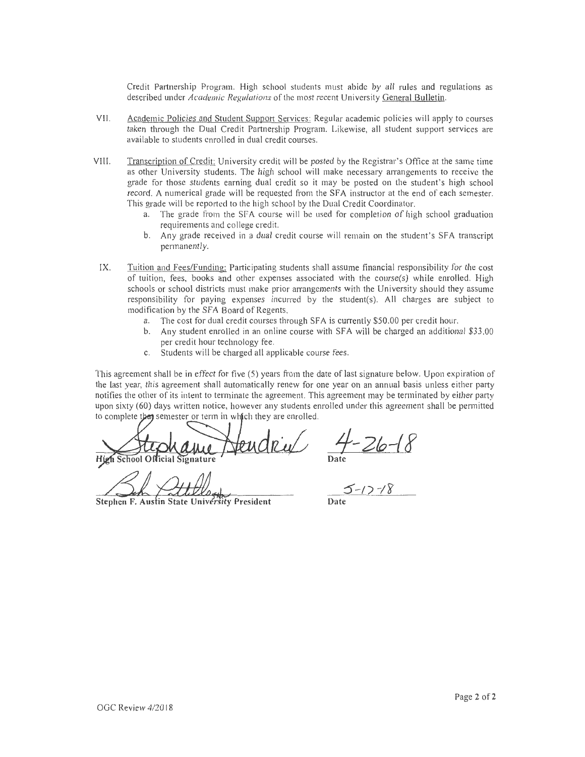Credit Partnership Program. High school students must abide by all rules and regulations as described under *Academic Regulations* of the most recent University General Bulletin.

VII. Academic Policies and Student Support Services: Regular academic policies will apply to courses taken through the Dual Credit Partnership Program. Likewise, all student support services are available to students enrolled in dual credit courses.

VIII. Transcription of Credit: University credit will be posted by the Registrar's Office at the same time as other University students. The high school will make necessary arrangements to receive the grade for those students earning dual credit so it may be posted on the student's high school record. A numerical grade will be requested from the SFA instructor at the end of each semester. This grade will be reported to the high school by the Dual Credit Coordinator.

  a. The grade from the SFA course will be used for completion of high school graduation requirements and college credit.
  b. Any grade received in a dual credit course will remain on the student's SFA transcript permanently.

IX. Tuition and Fees/Funding: Participating students shall assume financial responsibility for the cost of tuition, fees, books and other expenses associated with the course(s) while enrolled. High schools or school districts must make prior arrangements with the University should they assume responsibility for paying expenses incurred by the student(s). All charges are subject to modification by the SFA Board of Regents.

  a. The cost for dual credit courses through SFA is currently $50.00 per credit hour.
  b. Any student enrolled in an online course with SFA will be charged an additional $33.00 per credit hour technology fee.
  c. Students will be charged all applicable course fees.

This agreement shall be in effect for five (5) years from the date of last signature below. Upon expiration of the last year, this agreement shall automatically renew for one year on an annual basis unless either party notifies the other of its intent to terminate the agreement. This agreement may be terminated by either party upon sixty (60) days written notice, however any students enrolled under this agreement shall be permitted to complete that semester or term in which they are enrolled.

Stephanie Hendrix — 4-26-18

High School Official Signature — Date

Stephen F. Austin State University President — 5-17-18

Date

OGC Review 4/2018